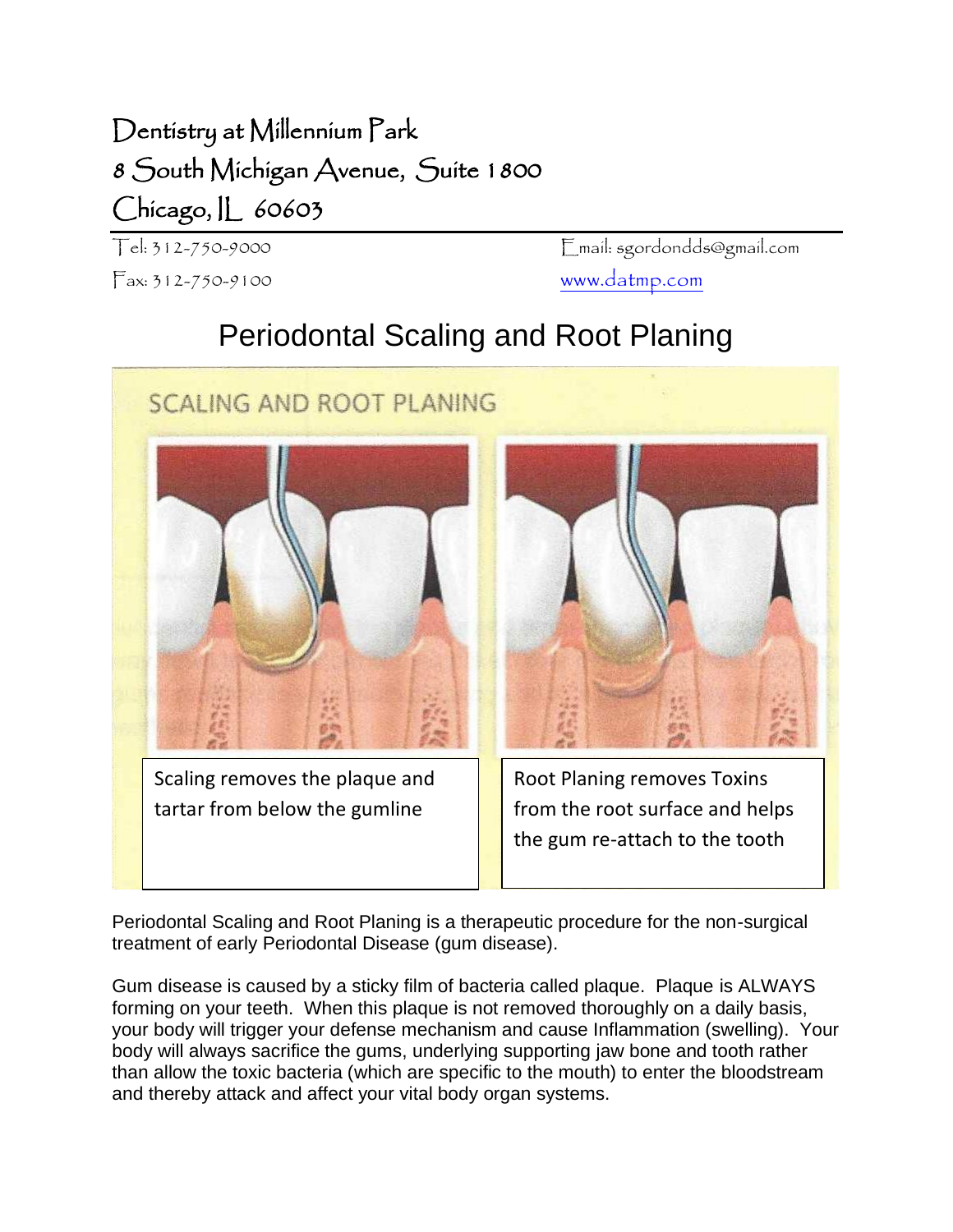Dentistry at Millennium Park
8 South Michigan Avenue, Suite 1800
Chicago, IL 60603

Tel: 312-750-9000
Fax: 312-750-9100

Email: sgordondds@gmail.com
www.datmp.com

# Periodontal Scaling and Root Planing

SCALING AND ROOT PLANING

Scaling removes the plaque and tartar from below the gumline

Root Planing removes Toxins from the root surface and helps the gum re-attach to the tooth

Periodontal Scaling and Root Planing is a therapeutic procedure for the non-surgical treatment of early Periodontal Disease (gum disease).

Gum disease is caused by a sticky film of bacteria called plaque. Plaque is ALWAYS forming on your teeth. When this plaque is not removed thoroughly on a daily basis, your body will trigger your defense mechanism and cause Inflammation (swelling). Your body will always sacrifice the gums, underlying supporting jaw bone and tooth rather than allow the toxic bacteria (which are specific to the mouth) to enter the bloodstream and thereby attack and affect your vital body organ systems.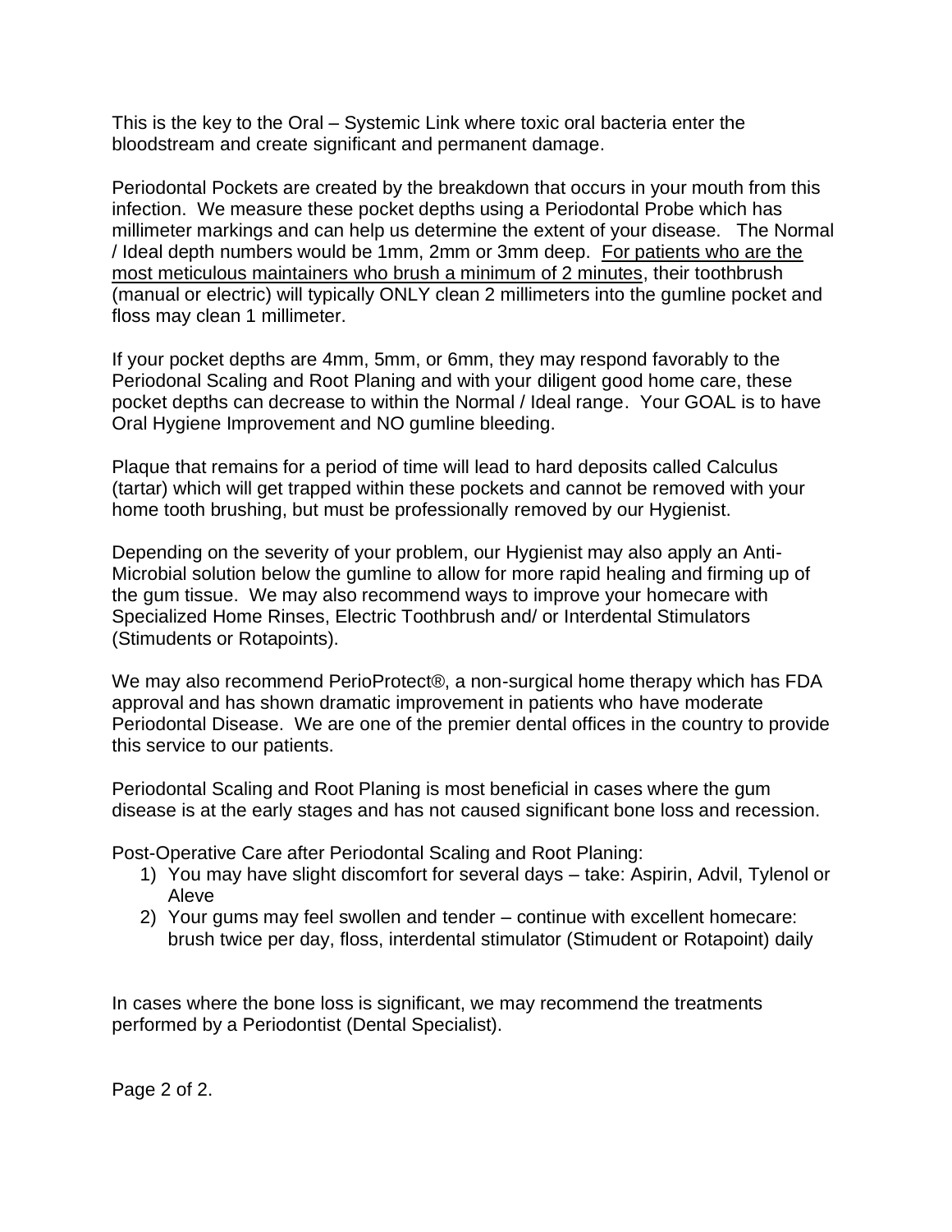This is the key to the Oral – Systemic Link where toxic oral bacteria enter the bloodstream and create significant and permanent damage.

Periodontal Pockets are created by the breakdown that occurs in your mouth from this infection. We measure these pocket depths using a Periodontal Probe which has millimeter markings and can help us determine the extent of your disease. The Normal / Ideal depth numbers would be 1mm, 2mm or 3mm deep. <u>For patients who are the most meticulous maintainers who brush a minimum of 2 minutes</u>, their toothbrush (manual or electric) will typically ONLY clean 2 millimeters into the gumline pocket and floss may clean 1 millimeter.

If your pocket depths are 4mm, 5mm, or 6mm, they may respond favorably to the Periodonal Scaling and Root Planing and with your diligent good home care, these pocket depths can decrease to within the Normal / Ideal range. Your GOAL is to have Oral Hygiene Improvement and NO gumline bleeding.

Plaque that remains for a period of time will lead to hard deposits called Calculus (tartar) which will get trapped within these pockets and cannot be removed with your home tooth brushing, but must be professionally removed by our Hygienist.

Depending on the severity of your problem, our Hygienist may also apply an Anti-Microbial solution below the gumline to allow for more rapid healing and firming up of the gum tissue. We may also recommend ways to improve your homecare with Specialized Home Rinses, Electric Toothbrush and/ or Interdental Stimulators (Stimudents or Rotapoints).

We may also recommend PerioProtect®, a non-surgical home therapy which has FDA approval and has shown dramatic improvement in patients who have moderate Periodontal Disease. We are one of the premier dental offices in the country to provide this service to our patients.

Periodontal Scaling and Root Planing is most beneficial in cases where the gum disease is at the early stages and has not caused significant bone loss and recession.

Post-Operative Care after Periodontal Scaling and Root Planing:

1) You may have slight discomfort for several days – take: Aspirin, Advil, Tylenol or Aleve
2) Your gums may feel swollen and tender – continue with excellent homecare: brush twice per day, floss, interdental stimulator (Stimudent or Rotapoint) daily

In cases where the bone loss is significant, we may recommend the treatments performed by a Periodontist (Dental Specialist).